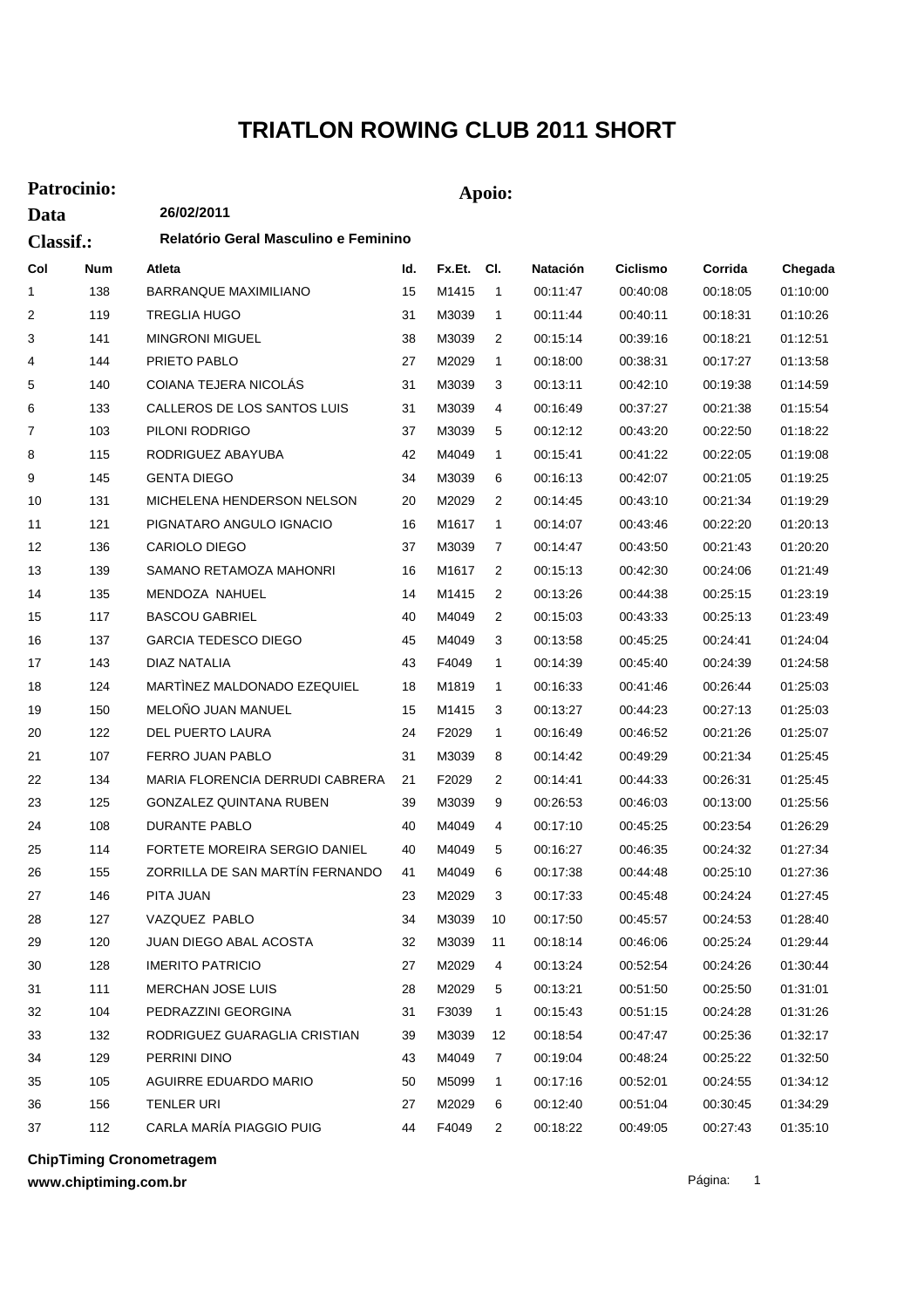# TRIATLON ROWING CLUB 2011 SHORT

**Patrocinio:** **Apoio:**

**Data** 26/02/2011

**Classif.:** **Relatório Geral Masculino e Feminino**

| Col | Num | Atleta | Id. | Fx.Et. | Cl. | Natación | Ciclismo | Corrida | Chegada |
|---|---|---|---|---|---|---|---|---|---|
| 1 | 138 | BARRANQUE MAXIMILIANO | 15 | M1415 | 1 | 00:11:47 | 00:40:08 | 00:18:05 | 01:10:00 |
| 2 | 119 | TREGLIA HUGO | 31 | M3039 | 1 | 00:11:44 | 00:40:11 | 00:18:31 | 01:10:26 |
| 3 | 141 | MINGRONI MIGUEL | 38 | M3039 | 2 | 00:15:14 | 00:39:16 | 00:18:21 | 01:12:51 |
| 4 | 144 | PRIETO PABLO | 27 | M2029 | 1 | 00:18:00 | 00:38:31 | 00:17:27 | 01:13:58 |
| 5 | 140 | COIANA TEJERA NICOLÁS | 31 | M3039 | 3 | 00:13:11 | 00:42:10 | 00:19:38 | 01:14:59 |
| 6 | 133 | CALLEROS DE LOS SANTOS LUIS | 31 | M3039 | 4 | 00:16:49 | 00:37:27 | 00:21:38 | 01:15:54 |
| 7 | 103 | PILONI RODRIGO | 37 | M3039 | 5 | 00:12:12 | 00:43:20 | 00:22:50 | 01:18:22 |
| 8 | 115 | RODRIGUEZ ABAYUBA | 42 | M4049 | 1 | 00:15:41 | 00:41:22 | 00:22:05 | 01:19:08 |
| 9 | 145 | GENTA DIEGO | 34 | M3039 | 6 | 00:16:13 | 00:42:07 | 00:21:05 | 01:19:25 |
| 10 | 131 | MICHELENA HENDERSON NELSON | 20 | M2029 | 2 | 00:14:45 | 00:43:10 | 00:21:34 | 01:19:29 |
| 11 | 121 | PIGNATARO ANGULO IGNACIO | 16 | M1617 | 1 | 00:14:07 | 00:43:46 | 00:22:20 | 01:20:13 |
| 12 | 136 | CARIOLO DIEGO | 37 | M3039 | 7 | 00:14:47 | 00:43:50 | 00:21:43 | 01:20:20 |
| 13 | 139 | SAMANO RETAMOZA MAHONRI | 16 | M1617 | 2 | 00:15:13 | 00:42:30 | 00:24:06 | 01:21:49 |
| 14 | 135 | MENDOZA NAHUEL | 14 | M1415 | 2 | 00:13:26 | 00:44:38 | 00:25:15 | 01:23:19 |
| 15 | 117 | BASCOU GABRIEL | 40 | M4049 | 2 | 00:15:03 | 00:43:33 | 00:25:13 | 01:23:49 |
| 16 | 137 | GARCIA TEDESCO DIEGO | 45 | M4049 | 3 | 00:13:58 | 00:45:25 | 00:24:41 | 01:24:04 |
| 17 | 143 | DIAZ NATALIA | 43 | F4049 | 1 | 00:14:39 | 00:45:40 | 00:24:39 | 01:24:58 |
| 18 | 124 | MARTÌNEZ MALDONADO EZEQUIEL | 18 | M1819 | 1 | 00:16:33 | 00:41:46 | 00:26:44 | 01:25:03 |
| 19 | 150 | MELOÑO JUAN MANUEL | 15 | M1415 | 3 | 00:13:27 | 00:44:23 | 00:27:13 | 01:25:03 |
| 20 | 122 | DEL PUERTO LAURA | 24 | F2029 | 1 | 00:16:49 | 00:46:52 | 00:21:26 | 01:25:07 |
| 21 | 107 | FERRO JUAN PABLO | 31 | M3039 | 8 | 00:14:42 | 00:49:29 | 00:21:34 | 01:25:45 |
| 22 | 134 | MARIA FLORENCIA DERRUDI CABRERA | 21 | F2029 | 2 | 00:14:41 | 00:44:33 | 00:26:31 | 01:25:45 |
| 23 | 125 | GONZALEZ QUINTANA RUBEN | 39 | M3039 | 9 | 00:26:53 | 00:46:03 | 00:13:00 | 01:25:56 |
| 24 | 108 | DURANTE PABLO | 40 | M4049 | 4 | 00:17:10 | 00:45:25 | 00:23:54 | 01:26:29 |
| 25 | 114 | FORTETE MOREIRA SERGIO DANIEL | 40 | M4049 | 5 | 00:16:27 | 00:46:35 | 00:24:32 | 01:27:34 |
| 26 | 155 | ZORRILLA DE SAN MARTÍN FERNANDO | 41 | M4049 | 6 | 00:17:38 | 00:44:48 | 00:25:10 | 01:27:36 |
| 27 | 146 | PITA JUAN | 23 | M2029 | 3 | 00:17:33 | 00:45:48 | 00:24:24 | 01:27:45 |
| 28 | 127 | VAZQUEZ PABLO | 34 | M3039 | 10 | 00:17:50 | 00:45:57 | 00:24:53 | 01:28:40 |
| 29 | 120 | JUAN DIEGO ABAL ACOSTA | 32 | M3039 | 11 | 00:18:14 | 00:46:06 | 00:25:24 | 01:29:44 |
| 30 | 128 | IMERITO PATRICIO | 27 | M2029 | 4 | 00:13:24 | 00:52:54 | 00:24:26 | 01:30:44 |
| 31 | 111 | MERCHAN JOSE LUIS | 28 | M2029 | 5 | 00:13:21 | 00:51:50 | 00:25:50 | 01:31:01 |
| 32 | 104 | PEDRAZZINI GEORGINA | 31 | F3039 | 1 | 00:15:43 | 00:51:15 | 00:24:28 | 01:31:26 |
| 33 | 132 | RODRIGUEZ GUARAGLIA CRISTIAN | 39 | M3039 | 12 | 00:18:54 | 00:47:47 | 00:25:36 | 01:32:17 |
| 34 | 129 | PERRINI DINO | 43 | M4049 | 7 | 00:19:04 | 00:48:24 | 00:25:22 | 01:32:50 |
| 35 | 105 | AGUIRRE EDUARDO MARIO | 50 | M5099 | 1 | 00:17:16 | 00:52:01 | 00:24:55 | 01:34:12 |
| 36 | 156 | TENLER URI | 27 | M2029 | 6 | 00:12:40 | 00:51:04 | 00:30:45 | 01:34:29 |
| 37 | 112 | CARLA MARÍA PIAGGIO PUIG | 44 | F4049 | 2 | 00:18:22 | 00:49:05 | 00:27:43 | 01:35:10 |

**ChipTiming Cronometragem**
**www.chiptiming.com.br**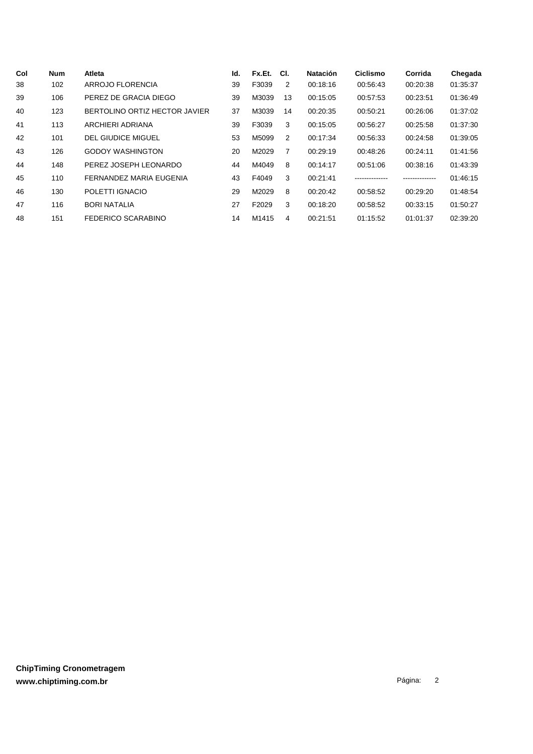| Col | Num | Atleta | Id. | Fx.Et. | Cl. | Natación | Ciclismo | Corrida | Chegada |
|---|---|---|---|---|---|---|---|---|---|
| 38 | 102 | ARROJO FLORENCIA | 39 | F3039 | 2 | 00:18:16 | 00:56:43 | 00:20:38 | 01:35:37 |
| 39 | 106 | PEREZ DE GRACIA DIEGO | 39 | M3039 | 13 | 00:15:05 | 00:57:53 | 00:23:51 | 01:36:49 |
| 40 | 123 | BERTOLINO ORTIZ HECTOR JAVIER | 37 | M3039 | 14 | 00:20:35 | 00:50:21 | 00:26:06 | 01:37:02 |
| 41 | 113 | ARCHIERI ADRIANA | 39 | F3039 | 3 | 00:15:05 | 00:56:27 | 00:25:58 | 01:37:30 |
| 42 | 101 | DEL GIUDICE MIGUEL | 53 | M5099 | 2 | 00:17:34 | 00:56:33 | 00:24:58 | 01:39:05 |
| 43 | 126 | GODOY WASHINGTON | 20 | M2029 | 7 | 00:29:19 | 00:48:26 | 00:24:11 | 01:41:56 |
| 44 | 148 | PEREZ JOSEPH LEONARDO | 44 | M4049 | 8 | 00:14:17 | 00:51:06 | 00:38:16 | 01:43:39 |
| 45 | 110 | FERNANDEZ MARIA EUGENIA | 43 | F4049 | 3 | 00:21:41 | -------------- | -------------- | 01:46:15 |
| 46 | 130 | POLETTI IGNACIO | 29 | M2029 | 8 | 00:20:42 | 00:58:52 | 00:29:20 | 01:48:54 |
| 47 | 116 | BORI NATALIA | 27 | F2029 | 3 | 00:18:20 | 00:58:52 | 00:33:15 | 01:50:27 |
| 48 | 151 | FEDERICO SCARABINO | 14 | M1415 | 4 | 00:21:51 | 01:15:52 | 01:01:37 | 02:39:20 |

**ChipTiming Cronometragem**
**www.chiptiming.com.br**